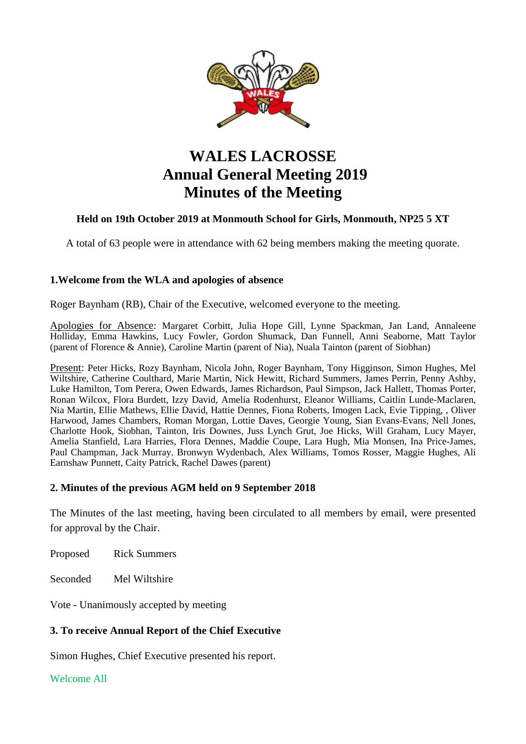# WALES LACROSSE
# Annual General Meeting 2019
# Minutes of the Meeting

**Held on 19th October 2019 at Monmouth School for Girls, Monmouth, NP25 5 XT**

A total of 63 people were in attendance with 62 being members making the meeting quorate.

### 1.Welcome from the WLA and apologies of absence

Roger Baynham (RB), Chair of the Executive, welcomed everyone to the meeting.

Apologies for Absence: Margaret Corbitt, Julia Hope Gill, Lynne Spackman, Jan Land, Annaleene Holliday, Emma Hawkins, Lucy Fowler, Gordon Shumack, Dan Funnell, Anni Seaborne, Matt Taylor (parent of Florence & Annie), Caroline Martin (parent of Nia), Nuala Tainton (parent of Siobhan)

Present: Peter Hicks, Rozy Baynham, Nicola John, Roger Baynham, Tony Higginson, Simon Hughes, Mel Wiltshire, Catherine Coulthard, Marie Martin, Nick Hewitt, Richard Summers, James Perrin, Penny Ashby, Luke Hamilton, Tom Perera, Owen Edwards, James Richardson, Paul Simpson, Jack Hallett, Thomas Porter, Ronan Wilcox, Flora Burdett, Izzy David, Amelia Rodenhurst, Eleanor Williams, Caitlin Lunde-Maclaren, Nia Martin, Ellie Mathews, Ellie David, Hattie Dennes, Fiona Roberts, Imogen Lack, Evie Tipping, , Oliver Harwood, James Chambers, Roman Morgan, Lottie Daves, Georgie Young, Sian Evans-Evans, Nell Jones, Charlotte Hook, Siobhan, Tainton, Iris Downes, Juss Lynch Grut, Joe Hicks, Will Graham, Lucy Mayer, Amelia Stanfield, Lara Harries, Flora Dennes, Maddie Coupe, Lara Hugh, Mia Monsen, Ina Price-James, Paul Champman, Jack Murray. Bronwyn Wydenbach, Alex Williams, Tomos Rosser, Maggie Hughes, Ali Earnshaw Punnett, Caity Patrick, Rachel Dawes (parent)

### 2. Minutes of the previous AGM held on 9 September 2018

The Minutes of the last meeting, having been circulated to all members by email, were presented for approval by the Chair.

Proposed Rick Summers

Seconded Mel Wiltshire

Vote - Unanimously accepted by meeting

### 3. To receive Annual Report of the Chief Executive

Simon Hughes, Chief Executive presented his report.

Welcome All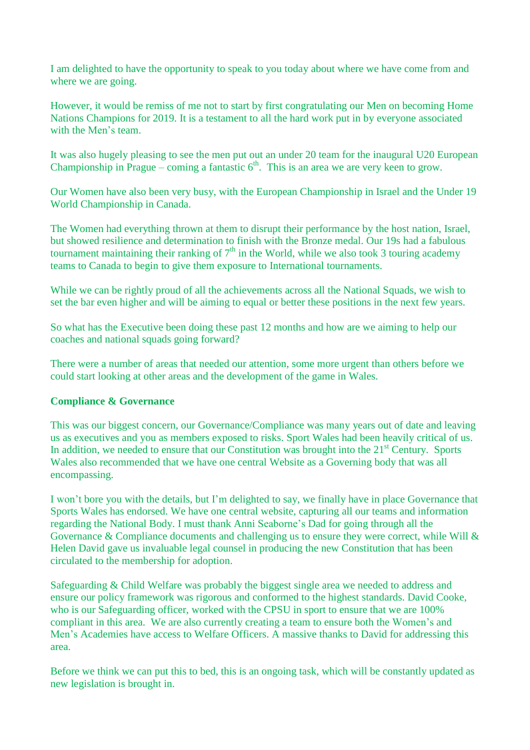I am delighted to have the opportunity to speak to you today about where we have come from and where we are going.

However, it would be remiss of me not to start by first congratulating our Men on becoming Home Nations Champions for 2019. It is a testament to all the hard work put in by everyone associated with the Men's team.

It was also hugely pleasing to see the men put out an under 20 team for the inaugural U20 European Championship in Prague – coming a fantastic 6th. This is an area we are very keen to grow.

Our Women have also been very busy, with the European Championship in Israel and the Under 19 World Championship in Canada.

The Women had everything thrown at them to disrupt their performance by the host nation, Israel, but showed resilience and determination to finish with the Bronze medal. Our 19s had a fabulous tournament maintaining their ranking of 7th in the World, while we also took 3 touring academy teams to Canada to begin to give them exposure to International tournaments.

While we can be rightly proud of all the achievements across all the National Squads, we wish to set the bar even higher and will be aiming to equal or better these positions in the next few years.

So what has the Executive been doing these past 12 months and how are we aiming to help our coaches and national squads going forward?

There were a number of areas that needed our attention, some more urgent than others before we could start looking at other areas and the development of the game in Wales.

**Compliance & Governance**

This was our biggest concern, our Governance/Compliance was many years out of date and leaving us as executives and you as members exposed to risks. Sport Wales had been heavily critical of us. In addition, we needed to ensure that our Constitution was brought into the 21st Century. Sports Wales also recommended that we have one central Website as a Governing body that was all encompassing.

I won't bore you with the details, but I'm delighted to say, we finally have in place Governance that Sports Wales has endorsed. We have one central website, capturing all our teams and information regarding the National Body. I must thank Anni Seaborne's Dad for going through all the Governance & Compliance documents and challenging us to ensure they were correct, while Will & Helen David gave us invaluable legal counsel in producing the new Constitution that has been circulated to the membership for adoption.

Safeguarding & Child Welfare was probably the biggest single area we needed to address and ensure our policy framework was rigorous and conformed to the highest standards. David Cooke, who is our Safeguarding officer, worked with the CPSU in sport to ensure that we are 100% compliant in this area. We are also currently creating a team to ensure both the Women's and Men's Academies have access to Welfare Officers. A massive thanks to David for addressing this area.

Before we think we can put this to bed, this is an ongoing task, which will be constantly updated as new legislation is brought in.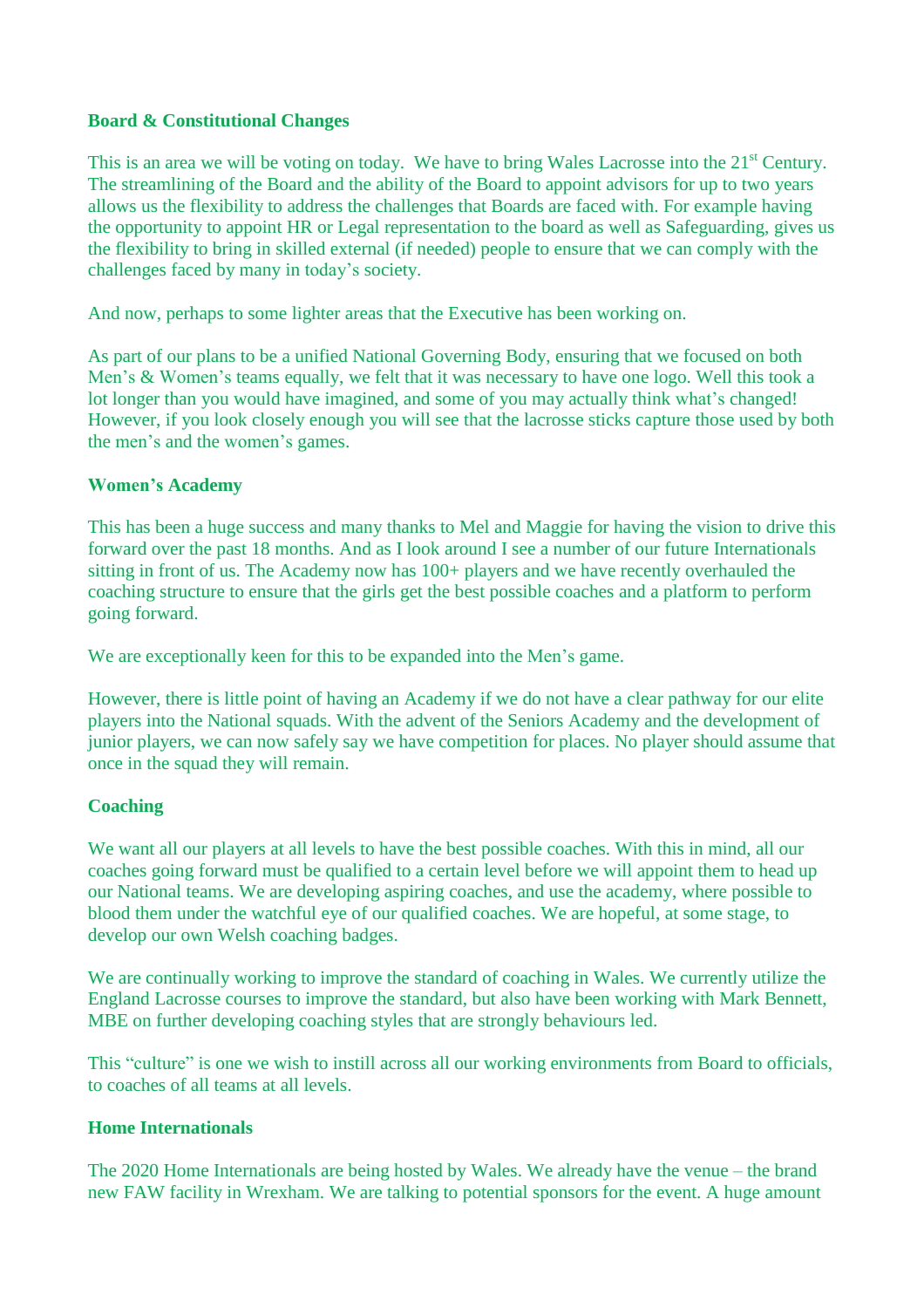**Board & Constitutional Changes**

This is an area we will be voting on today. We have to bring Wales Lacrosse into the 21st Century. The streamlining of the Board and the ability of the Board to appoint advisors for up to two years allows us the flexibility to address the challenges that Boards are faced with. For example having the opportunity to appoint HR or Legal representation to the board as well as Safeguarding, gives us the flexibility to bring in skilled external (if needed) people to ensure that we can comply with the challenges faced by many in today's society.

And now, perhaps to some lighter areas that the Executive has been working on.

As part of our plans to be a unified National Governing Body, ensuring that we focused on both Men's & Women's teams equally, we felt that it was necessary to have one logo. Well this took a lot longer than you would have imagined, and some of you may actually think what's changed! However, if you look closely enough you will see that the lacrosse sticks capture those used by both the men's and the women's games.

**Women's Academy**

This has been a huge success and many thanks to Mel and Maggie for having the vision to drive this forward over the past 18 months. And as I look around I see a number of our future Internationals sitting in front of us. The Academy now has 100+ players and we have recently overhauled the coaching structure to ensure that the girls get the best possible coaches and a platform to perform going forward.

We are exceptionally keen for this to be expanded into the Men's game.

However, there is little point of having an Academy if we do not have a clear pathway for our elite players into the National squads. With the advent of the Seniors Academy and the development of junior players, we can now safely say we have competition for places. No player should assume that once in the squad they will remain.

**Coaching**

We want all our players at all levels to have the best possible coaches. With this in mind, all our coaches going forward must be qualified to a certain level before we will appoint them to head up our National teams. We are developing aspiring coaches, and use the academy, where possible to blood them under the watchful eye of our qualified coaches. We are hopeful, at some stage, to develop our own Welsh coaching badges.

We are continually working to improve the standard of coaching in Wales. We currently utilize the England Lacrosse courses to improve the standard, but also have been working with Mark Bennett, MBE on further developing coaching styles that are strongly behaviours led.

This "culture" is one we wish to instill across all our working environments from Board to officials, to coaches of all teams at all levels.

**Home Internationals**

The 2020 Home Internationals are being hosted by Wales. We already have the venue – the brand new FAW facility in Wrexham. We are talking to potential sponsors for the event. A huge amount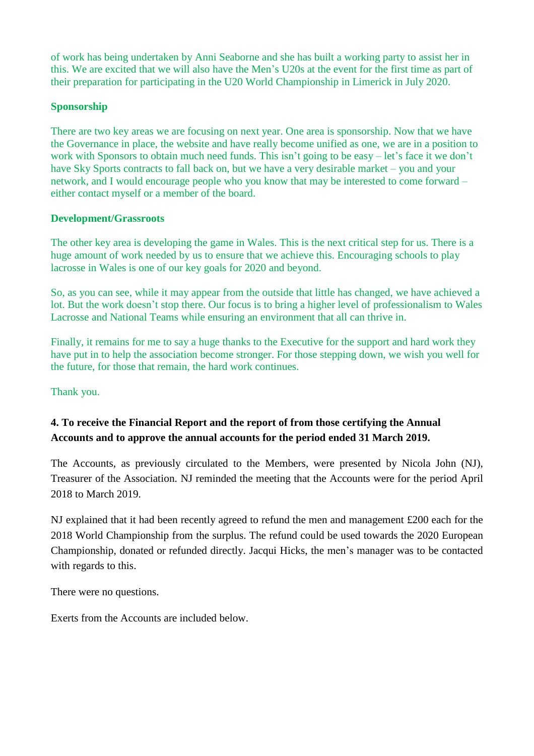of work has being undertaken by Anni Seaborne and she has built a working party to assist her in this. We are excited that we will also have the Men's U20s at the event for the first time as part of their preparation for participating in the U20 World Championship in Limerick in July 2020.

**Sponsorship**

There are two key areas we are focusing on next year. One area is sponsorship. Now that we have the Governance in place, the website and have really become unified as one, we are in a position to work with Sponsors to obtain much need funds. This isn't going to be easy – let's face it we don't have Sky Sports contracts to fall back on, but we have a very desirable market – you and your network, and I would encourage people who you know that may be interested to come forward – either contact myself or a member of the board.

**Development/Grassroots**

The other key area is developing the game in Wales. This is the next critical step for us. There is a huge amount of work needed by us to ensure that we achieve this. Encouraging schools to play lacrosse in Wales is one of our key goals for 2020 and beyond.

So, as you can see, while it may appear from the outside that little has changed, we have achieved a lot. But the work doesn't stop there. Our focus is to bring a higher level of professionalism to Wales Lacrosse and National Teams while ensuring an environment that all can thrive in.

Finally, it remains for me to say a huge thanks to the Executive for the support and hard work they have put in to help the association become stronger. For those stepping down, we wish you well for the future, for those that remain, the hard work continues.

Thank you.

**4. To receive the Financial Report and the report of from those certifying the Annual Accounts and to approve the annual accounts for the period ended 31 March 2019.**

The Accounts, as previously circulated to the Members, were presented by Nicola John (NJ), Treasurer of the Association. NJ reminded the meeting that the Accounts were for the period April 2018 to March 2019.

NJ explained that it had been recently agreed to refund the men and management £200 each for the 2018 World Championship from the surplus. The refund could be used towards the 2020 European Championship, donated or refunded directly. Jacqui Hicks, the men's manager was to be contacted with regards to this.

There were no questions.

Exerts from the Accounts are included below.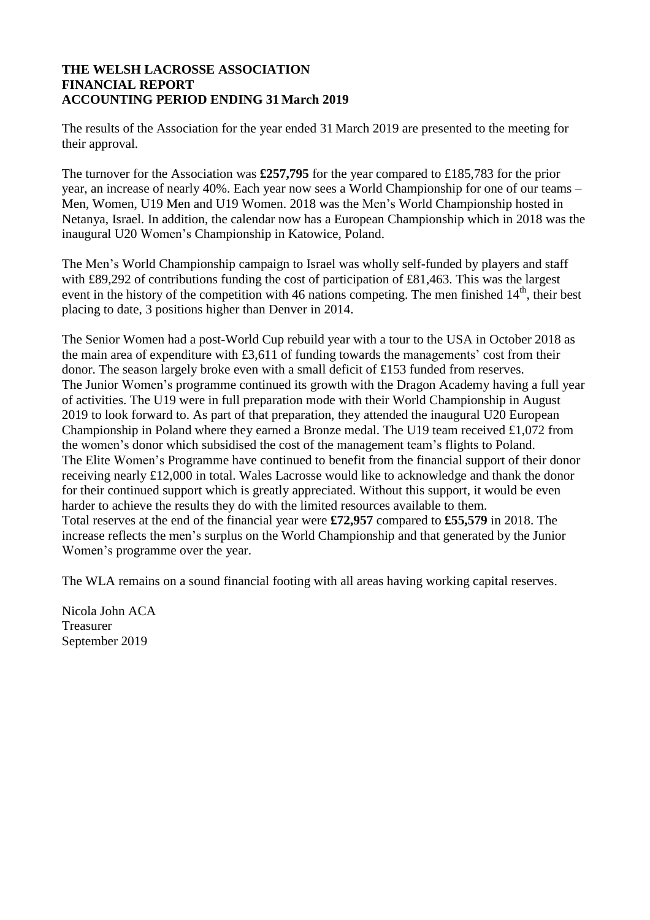**THE WELSH LACROSSE ASSOCIATION**
**FINANCIAL REPORT**
**ACCOUNTING PERIOD ENDING 31 March 2019**

The results of the Association for the year ended 31 March 2019 are presented to the meeting for their approval.

The turnover for the Association was **£257,795** for the year compared to £185,783 for the prior year, an increase of nearly 40%. Each year now sees a World Championship for one of our teams – Men, Women, U19 Men and U19 Women. 2018 was the Men's World Championship hosted in Netanya, Israel. In addition, the calendar now has a European Championship which in 2018 was the inaugural U20 Women's Championship in Katowice, Poland.

The Men's World Championship campaign to Israel was wholly self-funded by players and staff with £89,292 of contributions funding the cost of participation of £81,463. This was the largest event in the history of the competition with 46 nations competing. The men finished 14th, their best placing to date, 3 positions higher than Denver in 2014.

The Senior Women had a post-World Cup rebuild year with a tour to the USA in October 2018 as the main area of expenditure with £3,611 of funding towards the managements' cost from their donor. The season largely broke even with a small deficit of £153 funded from reserves.
The Junior Women's programme continued its growth with the Dragon Academy having a full year of activities. The U19 were in full preparation mode with their World Championship in August 2019 to look forward to. As part of that preparation, they attended the inaugural U20 European Championship in Poland where they earned a Bronze medal. The U19 team received £1,072 from the women's donor which subsidised the cost of the management team's flights to Poland.
The Elite Women's Programme have continued to benefit from the financial support of their donor receiving nearly £12,000 in total. Wales Lacrosse would like to acknowledge and thank the donor for their continued support which is greatly appreciated. Without this support, it would be even harder to achieve the results they do with the limited resources available to them.
Total reserves at the end of the financial year were **£72,957** compared to **£55,579** in 2018. The increase reflects the men's surplus on the World Championship and that generated by the Junior Women's programme over the year.

The WLA remains on a sound financial footing with all areas having working capital reserves.

Nicola John ACA
Treasurer
September 2019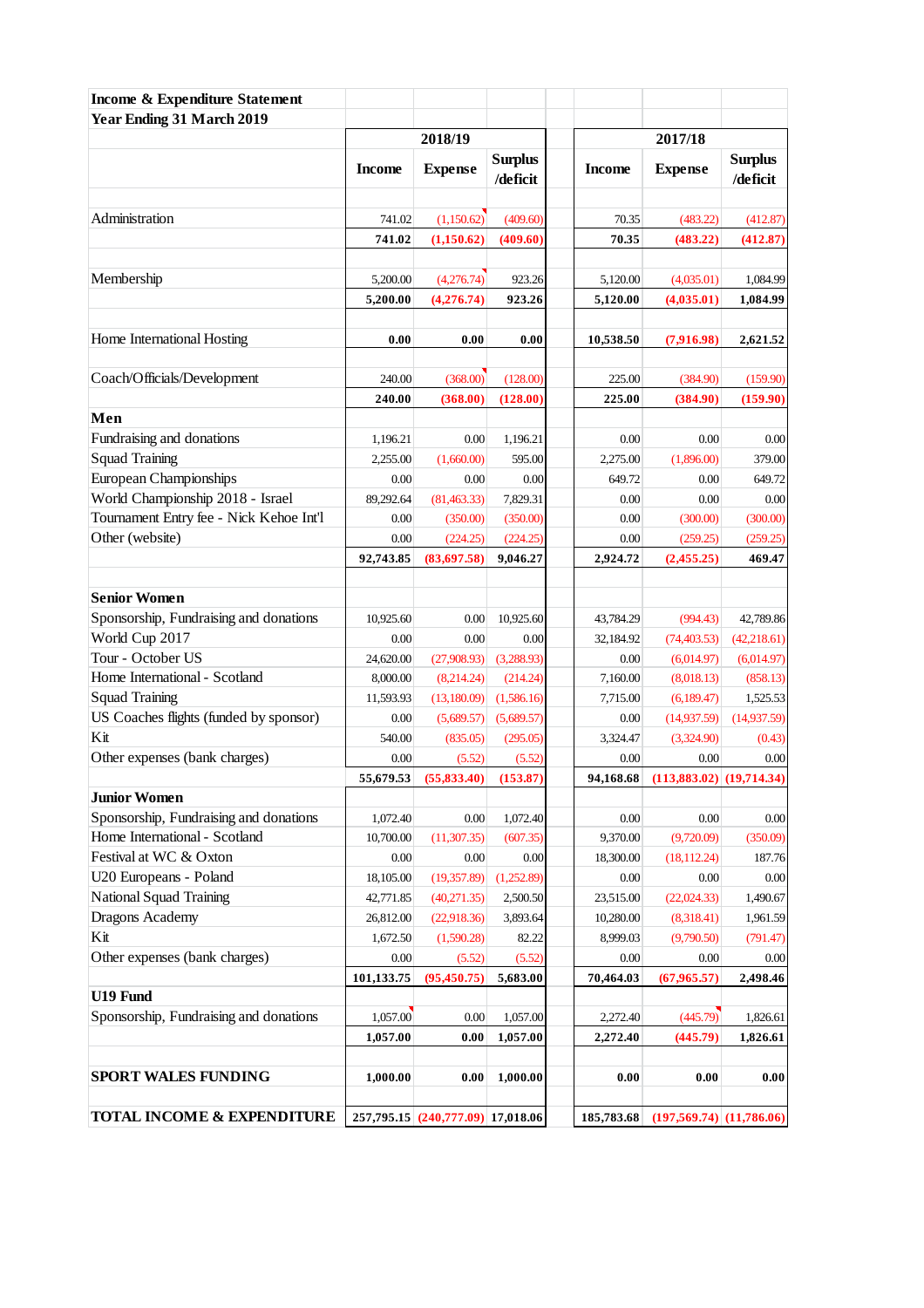**Income & Expenditure Statement**
**Year Ending 31 March 2019**

| | 2018/19 | | | 2017/18 | | |
|---|---|---|---|---|---|---|
| | **Income** | **Expense** | **Surplus /deficit** | **Income** | **Expense** | **Surplus /deficit** |
| Administration | 741.02 | (1,150.62) | (409.60) | 70.35 | (483.22) | (412.87) |
| | **741.02** | **(1,150.62)** | **(409.60)** | **70.35** | **(483.22)** | **(412.87)** |
| Membership | 5,200.00 | (4,276.74) | 923.26 | 5,120.00 | (4,035.01) | 1,084.99 |
| | **5,200.00** | **(4,276.74)** | **923.26** | **5,120.00** | **(4,035.01)** | **1,084.99** |
| Home International Hosting | **0.00** | **0.00** | **0.00** | **10,538.50** | **(7,916.98)** | **2,621.52** |
| Coach/Officials/Development | 240.00 | (368.00) | (128.00) | 225.00 | (384.90) | (159.90) |
| | **240.00** | **(368.00)** | **(128.00)** | **225.00** | **(384.90)** | **(159.90)** |
| **Men** | | | | | | |
| Fundraising and donations | 1,196.21 | 0.00 | 1,196.21 | 0.00 | 0.00 | 0.00 |
| Squad Training | 2,255.00 | (1,660.00) | 595.00 | 2,275.00 | (1,896.00) | 379.00 |
| European Championships | 0.00 | 0.00 | 0.00 | 649.72 | 0.00 | 649.72 |
| World Championship 2018 - Israel | 89,292.64 | (81,463.33) | 7,829.31 | 0.00 | 0.00 | 0.00 |
| Tournament Entry fee - Nick Kehoe Int'l | 0.00 | (350.00) | (350.00) | 0.00 | (300.00) | (300.00) |
| Other (website) | 0.00 | (224.25) | (224.25) | 0.00 | (259.25) | (259.25) |
| | **92,743.85** | **(83,697.58)** | **9,046.27** | **2,924.72** | **(2,455.25)** | **469.47** |
| **Senior Women** | | | | | | |
| Sponsorship, Fundraising and donations | 10,925.60 | 0.00 | 10,925.60 | 43,784.29 | (994.43) | 42,789.86 |
| World Cup 2017 | 0.00 | 0.00 | 0.00 | 32,184.92 | (74,403.53) | (42,218.61) |
| Tour - October US | 24,620.00 | (27,908.93) | (3,288.93) | 0.00 | (6,014.97) | (6,014.97) |
| Home International - Scotland | 8,000.00 | (8,214.24) | (214.24) | 7,160.00 | (8,018.13) | (858.13) |
| Squad Training | 11,593.93 | (13,180.09) | (1,586.16) | 7,715.00 | (6,189.47) | 1,525.53 |
| US Coaches flights (funded by sponsor) | 0.00 | (5,689.57) | (5,689.57) | 0.00 | (14,937.59) | (14,937.59) |
| Kit | 540.00 | (835.05) | (295.05) | 3,324.47 | (3,324.90) | (0.43) |
| Other expenses (bank charges) | 0.00 | (5.52) | (5.52) | 0.00 | 0.00 | 0.00 |
| | **55,679.53** | **(55,833.40)** | **(153.87)** | **94,168.68** | **(113,883.02)** | **(19,714.34)** |
| **Junior Women** | | | | | | |
| Sponsorship, Fundraising and donations | 1,072.40 | 0.00 | 1,072.40 | 0.00 | 0.00 | 0.00 |
| Home International - Scotland | 10,700.00 | (11,307.35) | (607.35) | 9,370.00 | (9,720.09) | (350.09) |
| Festival at WC & Oxton | 0.00 | 0.00 | 0.00 | 18,300.00 | (18,112.24) | 187.76 |
| U20 Europeans - Poland | 18,105.00 | (19,357.89) | (1,252.89) | 0.00 | 0.00 | 0.00 |
| National Squad Training | 42,771.85 | (40,271.35) | 2,500.50 | 23,515.00 | (22,024.33) | 1,490.67 |
| Dragons Academy | 26,812.00 | (22,918.36) | 3,893.64 | 10,280.00 | (8,318.41) | 1,961.59 |
| Kit | 1,672.50 | (1,590.28) | 82.22 | 8,999.03 | (9,790.50) | (791.47) |
| Other expenses (bank charges) | 0.00 | (5.52) | (5.52) | 0.00 | 0.00 | 0.00 |
| | **101,133.75** | **(95,450.75)** | **5,683.00** | **70,464.03** | **(67,965.57)** | **2,498.46** |
| **U19 Fund** | | | | | | |
| Sponsorship, Fundraising and donations | 1,057.00 | 0.00 | 1,057.00 | 2,272.40 | (445.79) | 1,826.61 |
| | **1,057.00** | **0.00** | **1,057.00** | **2,272.40** | **(445.79)** | **1,826.61** |
| **SPORT WALES FUNDING** | **1,000.00** | **0.00** | **1,000.00** | **0.00** | **0.00** | **0.00** |
| **TOTAL INCOME & EXPENDITURE** | **257,795.15** | **(240,777.09)** | **17,018.06** | **185,783.68** | **(197,569.74)** | **(11,786.06)** |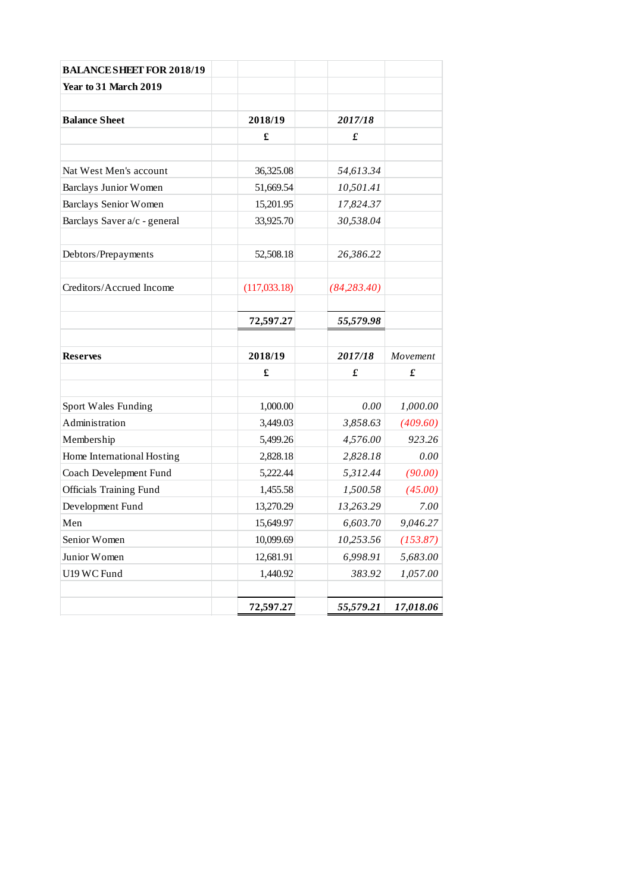**BALANCE SHEET FOR 2018/19**

**Year to 31 March 2019**

| **Balance Sheet** | **2018/19** | ***2017/18*** | |
|---|---|---|---|
| | **£** | ***£*** | |
| | | | |
| Nat West Men's account | 36,325.08 | *54,613.34* | |
| Barclays Junior Women | 51,669.54 | *10,501.41* | |
| Barclays Senior Women | 15,201.95 | *17,824.37* | |
| Barclays Saver a/c - general | 33,925.70 | *30,538.04* | |
| | | | |
| Debtors/Prepayments | 52,508.18 | *26,386.22* | |
| | | | |
| Creditors/Accrued Income | (117,033.18) | *(84,283.40)* | |
| | | | |
| | **72,597.27** | ***55,579.98*** | |
| | | | |
| **Reserves** | **2018/19** | ***2017/18*** | *Movement* |
| | **£** | ***£*** | ***£*** |
| | | | |
| Sport Wales Funding | 1,000.00 | *0.00* | *1,000.00* |
| Administration | 3,449.03 | *3,858.63* | *(409.60)* |
| Membership | 5,499.26 | *4,576.00* | *923.26* |
| Home International Hosting | 2,828.18 | *2,828.18* | *0.00* |
| Coach Develepment Fund | 5,222.44 | *5,312.44* | *(90.00)* |
| Officials Training Fund | 1,455.58 | *1,500.58* | *(45.00)* |
| Development Fund | 13,270.29 | *13,263.29* | *7.00* |
| Men | 15,649.97 | *6,603.70* | *9,046.27* |
| Senior Women | 10,099.69 | *10,253.56* | *(153.87)* |
| Junior Women | 12,681.91 | *6,998.91* | *5,683.00* |
| U19 WC Fund | 1,440.92 | *383.92* | *1,057.00* |
| | | | |
| | **72,597.27** | ***55,579.21*** | ***17,018.06*** |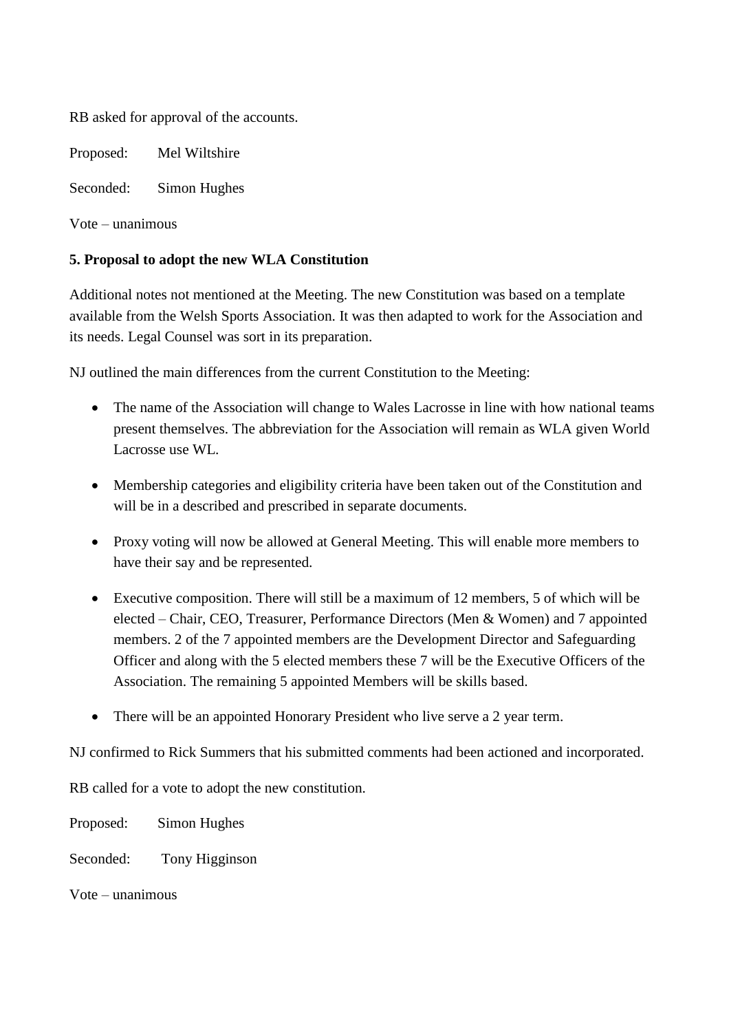RB asked for approval of the accounts.

Proposed: Mel Wiltshire

Seconded: Simon Hughes

Vote – unanimous

**5. Proposal to adopt the new WLA Constitution**

Additional notes not mentioned at the Meeting. The new Constitution was based on a template available from the Welsh Sports Association. It was then adapted to work for the Association and its needs. Legal Counsel was sort in its preparation.

NJ outlined the main differences from the current Constitution to the Meeting:

- The name of the Association will change to Wales Lacrosse in line with how national teams present themselves. The abbreviation for the Association will remain as WLA given World Lacrosse use WL.
- Membership categories and eligibility criteria have been taken out of the Constitution and will be in a described and prescribed in separate documents.
- Proxy voting will now be allowed at General Meeting. This will enable more members to have their say and be represented.
- Executive composition. There will still be a maximum of 12 members, 5 of which will be elected – Chair, CEO, Treasurer, Performance Directors (Men & Women) and 7 appointed members. 2 of the 7 appointed members are the Development Director and Safeguarding Officer and along with the 5 elected members these 7 will be the Executive Officers of the Association. The remaining 5 appointed Members will be skills based.
- There will be an appointed Honorary President who live serve a 2 year term.

NJ confirmed to Rick Summers that his submitted comments had been actioned and incorporated.

RB called for a vote to adopt the new constitution.

Proposed: Simon Hughes

Seconded: Tony Higginson

Vote – unanimous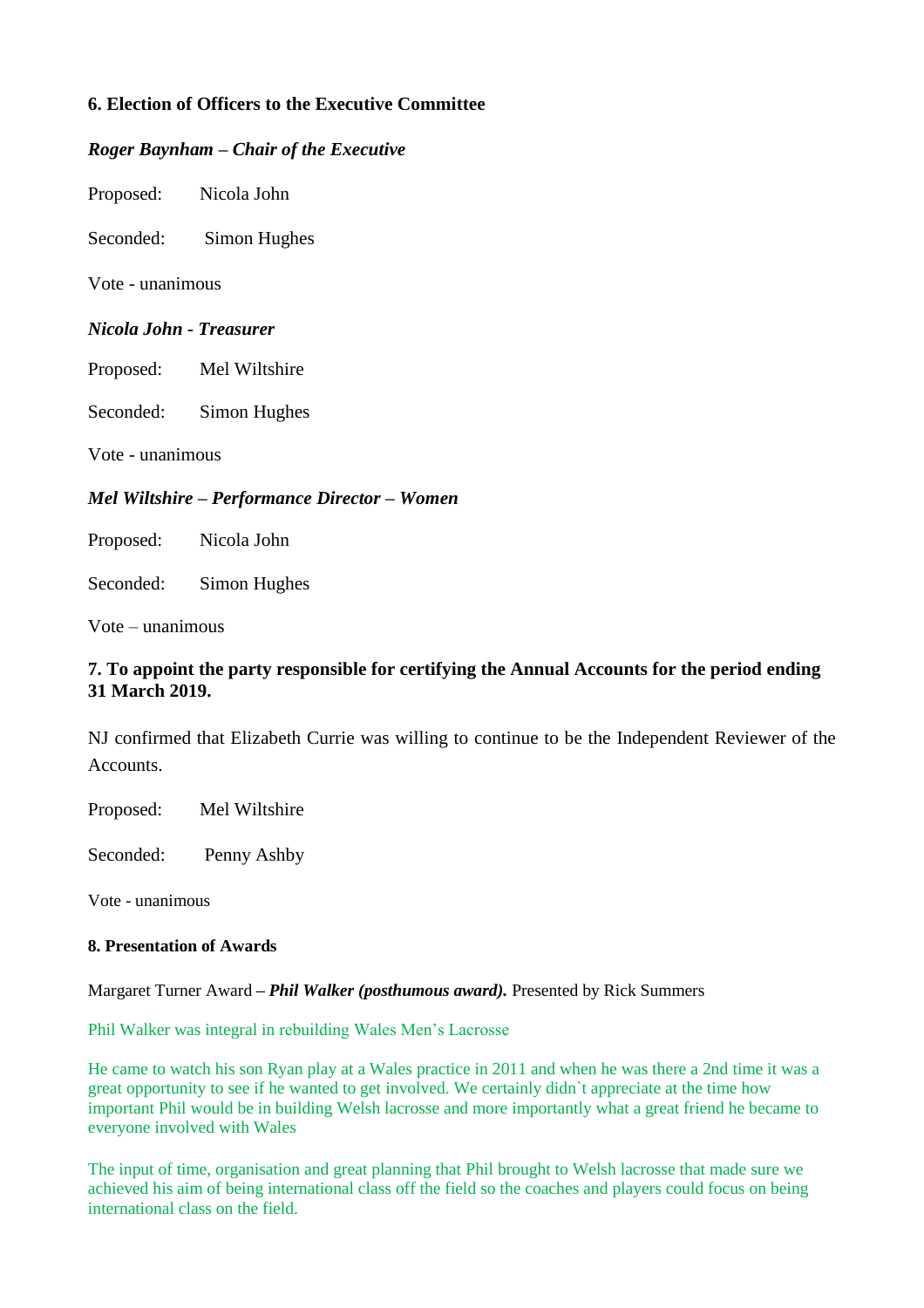**6. Election of Officers to the Executive Committee**

***Roger Baynham – Chair of the Executive***

Proposed: Nicola John

Seconded: Simon Hughes

Vote - unanimous

***Nicola John - Treasurer***

Proposed: Mel Wiltshire

Seconded: Simon Hughes

Vote - unanimous

***Mel Wiltshire – Performance Director – Women***

Proposed: Nicola John

Seconded: Simon Hughes

Vote – unanimous

**7. To appoint the party responsible for certifying the Annual Accounts for the period ending 31 March 2019.**

NJ confirmed that Elizabeth Currie was willing to continue to be the Independent Reviewer of the Accounts.

Proposed: Mel Wiltshire

Seconded: Penny Ashby

Vote - unanimous

**8. Presentation of Awards**

Margaret Turner Award – ***Phil Walker (posthumous award).*** Presented by Rick Summers

Phil Walker was integral in rebuilding Wales Men's Lacrosse

He came to watch his son Ryan play at a Wales practice in 2011 and when he was there a 2nd time it was a great opportunity to see if he wanted to get involved. We certainly didn`t appreciate at the time how important Phil would be in building Welsh lacrosse and more importantly what a great friend he became to everyone involved with Wales

The input of time, organisation and great planning that Phil brought to Welsh lacrosse that made sure we achieved his aim of being international class off the field so the coaches and players could focus on being international class on the field.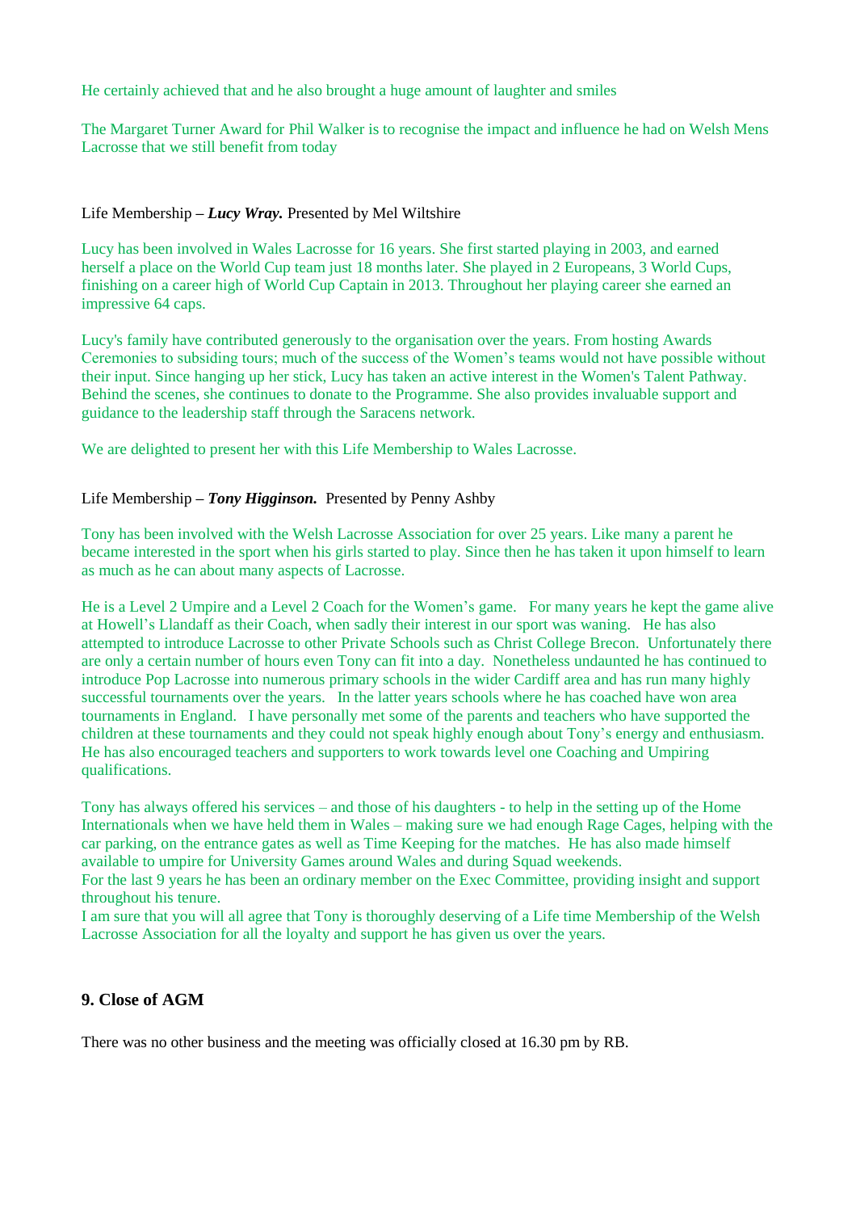He certainly achieved that and he also brought a huge amount of laughter and smiles

The Margaret Turner Award for Phil Walker is to recognise the impact and influence he had on Welsh Mens Lacrosse that we still benefit from today

Life Membership – ***Lucy Wray.*** Presented by Mel Wiltshire

Lucy has been involved in Wales Lacrosse for 16 years. She first started playing in 2003, and earned herself a place on the World Cup team just 18 months later. She played in 2 Europeans, 3 World Cups, finishing on a career high of World Cup Captain in 2013. Throughout her playing career she earned an impressive 64 caps.

Lucy's family have contributed generously to the organisation over the years. From hosting Awards Ceremonies to subsiding tours; much of the success of the Women's teams would not have possible without their input. Since hanging up her stick, Lucy has taken an active interest in the Women's Talent Pathway. Behind the scenes, she continues to donate to the Programme. She also provides invaluable support and guidance to the leadership staff through the Saracens network.

We are delighted to present her with this Life Membership to Wales Lacrosse.

Life Membership – ***Tony Higginson.*** Presented by Penny Ashby

Tony has been involved with the Welsh Lacrosse Association for over 25 years. Like many a parent he became interested in the sport when his girls started to play. Since then he has taken it upon himself to learn as much as he can about many aspects of Lacrosse.

He is a Level 2 Umpire and a Level 2 Coach for the Women's game. For many years he kept the game alive at Howell's Llandaff as their Coach, when sadly their interest in our sport was waning. He has also attempted to introduce Lacrosse to other Private Schools such as Christ College Brecon. Unfortunately there are only a certain number of hours even Tony can fit into a day. Nonetheless undaunted he has continued to introduce Pop Lacrosse into numerous primary schools in the wider Cardiff area and has run many highly successful tournaments over the years. In the latter years schools where he has coached have won area tournaments in England. I have personally met some of the parents and teachers who have supported the children at these tournaments and they could not speak highly enough about Tony's energy and enthusiasm. He has also encouraged teachers and supporters to work towards level one Coaching and Umpiring qualifications.

Tony has always offered his services – and those of his daughters - to help in the setting up of the Home Internationals when we have held them in Wales – making sure we had enough Rage Cages, helping with the car parking, on the entrance gates as well as Time Keeping for the matches. He has also made himself available to umpire for University Games around Wales and during Squad weekends.
For the last 9 years he has been an ordinary member on the Exec Committee, providing insight and support throughout his tenure.
I am sure that you will all agree that Tony is thoroughly deserving of a Life time Membership of the Welsh Lacrosse Association for all the loyalty and support he has given us over the years.

### 9. Close of AGM

There was no other business and the meeting was officially closed at 16.30 pm by RB.